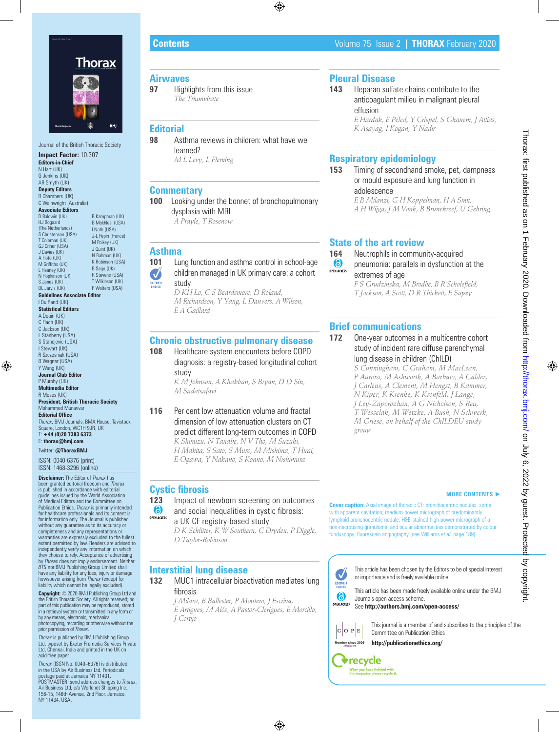# Contents

Volume 75 Issue 2 | **THORAX** February 2020

Journal of the British Thoracic Society

**Impact Factor:** 10.307

**Editors-in-Chief**
N Hart (UK)
G Jenkins (UK)
AR Smyth (UK)

**Deputy Editors**
R Chambers (UK)
C Wainwright (Australia)

**Associate Editors**
D Baldwin (UK)
HJ Bogaard (The Netherlands)
S Christenson (USA)
T Coleman (UK)
GJ Criner (USA)
J Davies (UK)
A Floto (UK)
M Griffiths (UK)
L Heaney (UK)
N Hopkinson (UK)
S Janes (UK)
DL Jarvis (UK)
B Kampman (UK)
B Mokhlesi (USA)
I Noth (USA)
J-L Pepin (France)
M Polkey (UK)
J Quint (UK)
N Rahman (UK)
K Robinson (USA)
B Sage (UK)
R Stevens (USA)
T Wilkinson (UK)
P Wolters (USA)

**Guidelines Associate Editor**
I Du Rand (UK)

**Statistical Editors**
A Douiri (UK)
C Flach (UK)
C Jackson (UK)
L Stanberry (USA)
S Stanojevic (USA)
I Stewart (UK)
R Szczesniak (USA)
B Wagner (USA)
Y Wang (UK)

**Journal Club Editor**
P Murphy (UK)

**Multimedia Editor**
R Moses (UK)

**President, British Thoracic Society**
Mohammed Munavvar

**Editorial Office**
*Thorax*, BMJ Journals, BMA House, Tavistock Square, London, WC1H 9JR, UK
T: **+44 (0)20 7383 6373**
E: **thorax@bmj.com**

Twitter: **@ThoraxBMJ**

ISSN: 0040-6376 (print)
ISSN: 1468-3296 (online)

**Disclaimer:** The Editor of *Thorax* has been granted editorial freedom and *Thorax* is published in accordance with editorial guidelines issued by the World Association of Medical Editors and the Committee on Publication Ethics. *Thorax* is primarily intended for healthcare professionals and its content is for information only. The Journal is published without any guarantee as to its accuracy or completeness and any representations or warranties are expressly excluded to the fullest extent permitted by law. Readers are advised to independently verify any information on which they choose to rely. Acceptance of advertising by *Thorax* does not imply endorsement. Neither *BTS* nor BMJ Publishing Group Limited shall have any liability for any loss, injury or damage howsoever arising from *Thorax* (except for liability which cannot be legally excluded).

**Copyright:** © 2020 BMJ Publishing Group Ltd and the British Thoracic Society. All rights reserved; no part of this publication may be reproduced, stored in a retrieval system or transmitted in any form or by any means, electronic, mechanical, photocopying, recording or otherwise without the prior permission of *Thorax*.

*Thorax* is published by BMJ Publishing Group Ltd, typeset by Exeter Premedia Services Private Ltd, Chennai, India and printed in the UK on acid-free paper.

*Thorax* (ISSN No: 0040–6376) is distributed in the USA by Air Business Ltd. Periodicals postage paid at Jamaica NY 11431. POSTMASTER: send address changes to *Thorax*, Air Business Ltd, c/o Worldnet Shipping Inc., 156-15, 146th Avenue, 2nd Floor, Jamaica, NY 11434, USA.

## Airwaves

**97** Highlights from this issue
*The Triumvirate*

## Editorial

**98** Asthma reviews in children: what have we learned?
*M L Levy, L Fleming*

## Commentary

**100** Looking under the bonnet of bronchopulmonary dysplasia with MRI
*A Prayle, T Rosenow*

## Asthma

**101** (EDITOR'S CHOICE) Lung function and asthma control in school-age children managed in UK primary care: a cohort study
*D KH Lo, C S Beardsmore, D Roland, M Richardson, Y Yang, L Danvers, A Wilson, E A Gaillard*

## Chronic obstructive pulmonary disease

**108** Healthcare system encounters before COPD diagnosis: a registry-based longitudinal cohort study
*K M Johnson, A Khakban, S Bryan, D D Sin, M Sadatsafavi*

**116** Per cent low attenuation volume and fractal dimension of low attenuation clusters on CT predict different long-term outcomes in COPD
*K Shimizu, N Tanabe, N V Tho, M Suzuki, H Makita, S Sato, S Muro, M Mishima, T Hirai, E Ogawa, Y Nakano, S Konno, M Nishimura*

## Cystic fibrosis

**123** (OPEN ACCESS) Impact of newborn screening on outcomes and social inequalities in cystic fibrosis: a UK CF registry-based study
*D K Schlüter, K W Southern, C Dryden, P Diggle, D Taylor-Robinson*

## Interstitial lung disease

**132** MUC1 intracellular bioactivation mediates lung fibrosis
*J Milara, B Ballester, P Montero, J Escriva, E Artigues, M Alós, A Pastor-Clerigues, E Morcillo, J Cortijo*

## Pleural Disease

**143** Heparan sulfate chains contribute to the anticoagulant milieu in malignant pleural effusion
*E Hardak, E Peled, Y Crispel, S Ghanem, J Attias, K Asayag, I Kogan, Y Nadir*

## Respiratory epidemiology

**153** Timing of secondhand smoke, pet, dampness or mould exposure and lung function in adolescence
*E B Milanzi, G H Koppelman, H A Smit, A H Wijga, J M Vonk, B Brunekreef, U Gehring*

## State of the art review

**164** (OPEN ACCESS) Neutrophils in community-acquired pneumonia: parallels in dysfunction at the extremes of age
*F S Grudzinska, M Brodlie, B R Scholefield, T Jackson, A Scott, D R Thickett, E Sapey*

## Brief communications

**172** One-year outcomes in a multicentre cohort study of incident rare diffuse parenchymal lung disease in children (ChILD)
*S Cunningham, C Graham, M MacLean, P Aurora, M Ashworth, A Barbato, A Calder, J Carlens, A Clement, M Hengst, B Kammer, N Kiper, K Krenke, K Kronfeld, J Lange, J Ley-Zaporozhan, A G Nicholson, S Reu, T Wesselak, M Wetzke, A Bush, N Schwerk, M Griese, on behalf of the ChILDEU study group*

MORE CONTENTS ►

**Cover caption:** Axial image of thoracic CT: bronchocentric nodules, some with apparent cavitation; medium-power micrograph of predominantly lymphoid bronchocentric nodule; H&E-stained high-power micrograph of a non-necrotising granuloma, and ocular abnormalities demonstrated by colour funduscopy; fluorescein angiography (see Williams *et al*. page 189)

EDITOR'S CHOICE — This article has been chosen by the Editors to be of special interest or importance and is freely available online.

OPEN ACCESS — This article has been made freely available online under the BMJ Journals open access scheme. See **http://authors.bmj.com/open-access/**

This journal is a member of and subscribes to the principles of the Committee on Publication Ethics
**http://publicationethics.org/**

recycle — When you have finished with this magazine please recycle it.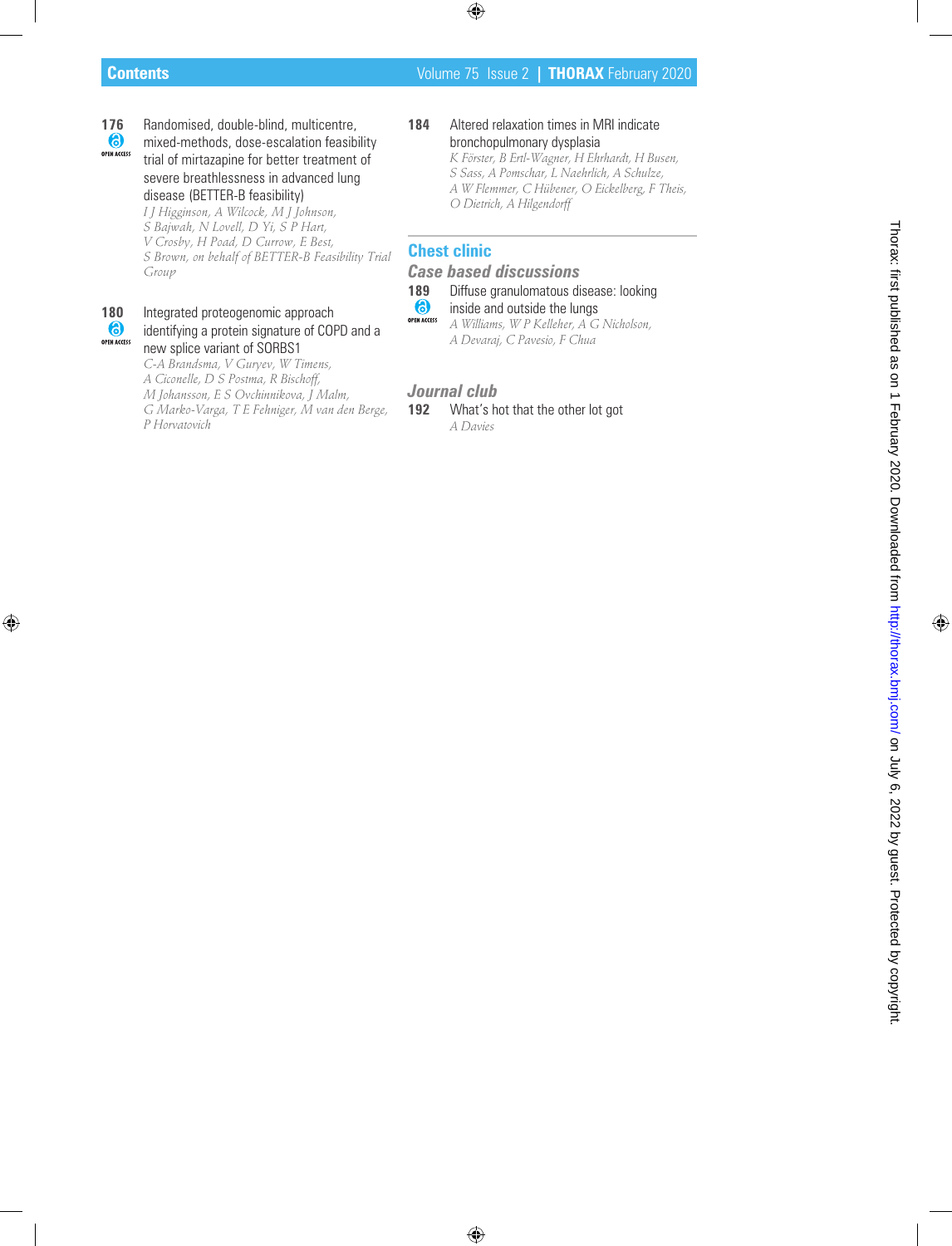## Contents

**176** OPEN ACCESS Randomised, double-blind, multicentre, mixed-methods, dose-escalation feasibility trial of mirtazapine for better treatment of severe breathlessness in advanced lung disease (BETTER-B feasibility)
*I J Higginson, A Wilcock, M J Johnson, S Bajwah, N Lovell, D Yi, S P Hart, V Crosby, H Poad, D Currow, E Best, S Brown, on behalf of BETTER-B Feasibility Trial Group*

**180** OPEN ACCESS Integrated proteogenomic approach identifying a protein signature of COPD and a new splice variant of SORBS1
*C-A Brandsma, V Guryev, W Timens, A Ciconelle, D S Postma, R Bischoff, M Johansson, E S Ovchinnikova, J Malm, G Marko-Varga, T E Fehniger, M van den Berge, P Horvatovich*

**184** Altered relaxation times in MRI indicate bronchopulmonary dysplasia
*K Förster, B Ertl-Wagner, H Ehrhardt, H Busen, S Sass, A Pomschar, L Naehrlich, A Schulze, A W Flemmer, C Hübener, O Eickelberg, F Theis, O Dietrich, A Hilgendorff*

## Chest clinic

### Case based discussions

**189** OPEN ACCESS Diffuse granulomatous disease: looking inside and outside the lungs
*A Williams, W P Kelleher, A G Nicholson, A Devaraj, C Pavesio, F Chua*

### Journal club

**192** What's hot that the other lot got
*A Davies*

Thorax: first published as on 1 February 2020. Downloaded from http://thorax.bmj.com/ on July 6, 2022 by guest. Protected by copyright.